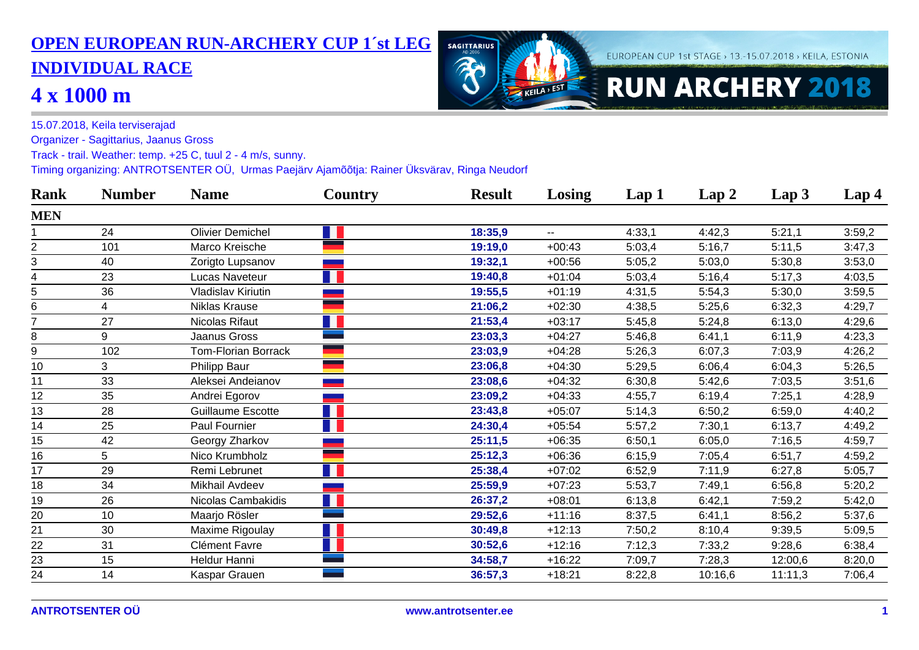# OPEN EUROPEAN RUN-ARCHERY CUP 1´st LEG

## INDIVIDUAL RACE

## 4 x 1000 m

EUROPEAN CUP 1st STAGE › 13.-15.07.2018 › KEILA, ESTONIA

RUN ARCHERY 2018

15.07.2018, Keila terviserajad

Organizer - Sagittarius, Jaanus Gross

Track - trail. Weather: temp. +25 C, tuul 2 - 4 m/s, sunny.

Timing organizing: ANTROTSENTER OÜ, Urmas Paejärv Ajamõõtja: Rainer Üksvärav, Ringa Neudorf

| Rank | Number | Name | Country | Result | Losing | Lap 1 | Lap 2 | Lap 3 | Lap 4 |
|---|---|---|---|---|---|---|---|---|---|
| **MEN** | | | | | | | | | |
| 1 | 24 | Olivier Demichel | | **18:35,9** | -- | 4:33,1 | 4:42,3 | 5:21,1 | 3:59,2 |
| 2 | 101 | Marco Kreische | | **19:19,0** | +00:43 | 5:03,4 | 5:16,7 | 5:11,5 | 3:47,3 |
| 3 | 40 | Zorigto Lupsanov | | **19:32,1** | +00:56 | 5:05,2 | 5:03,0 | 5:30,8 | 3:53,0 |
| 4 | 23 | Lucas Naveteur | | **19:40,8** | +01:04 | 5:03,4 | 5:16,4 | 5:17,3 | 4:03,5 |
| 5 | 36 | Vladislav Kiriutin | | **19:55,5** | +01:19 | 4:31,5 | 5:54,3 | 5:30,0 | 3:59,5 |
| 6 | 4 | Niklas Krause | | **21:06,2** | +02:30 | 4:38,5 | 5:25,6 | 6:32,3 | 4:29,7 |
| 7 | 27 | Nicolas Rifaut | | **21:53,4** | +03:17 | 5:45,8 | 5:24,8 | 6:13,0 | 4:29,6 |
| 8 | 9 | Jaanus Gross | | **23:03,3** | +04:27 | 5:46,8 | 6:41,1 | 6:11,9 | 4:23,3 |
| 9 | 102 | Tom-Florian Borrack | | **23:03,9** | +04:28 | 5:26,3 | 6:07,3 | 7:03,9 | 4:26,2 |
| 10 | 3 | Philipp Baur | | **23:06,8** | +04:30 | 5:29,5 | 6:06,4 | 6:04,3 | 5:26,5 |
| 11 | 33 | Aleksei Andeianov | | **23:08,6** | +04:32 | 6:30,8 | 5:42,6 | 7:03,5 | 3:51,6 |
| 12 | 35 | Andrei Egorov | | **23:09,2** | +04:33 | 4:55,7 | 6:19,4 | 7:25,1 | 4:28,9 |
| 13 | 28 | Guillaume Escotte | | **23:43,8** | +05:07 | 5:14,3 | 6:50,2 | 6:59,0 | 4:40,2 |
| 14 | 25 | Paul Fournier | | **24:30,4** | +05:54 | 5:57,2 | 7:30,1 | 6:13,7 | 4:49,2 |
| 15 | 42 | Georgy Zharkov | | **25:11,5** | +06:35 | 6:50,1 | 6:05,0 | 7:16,5 | 4:59,7 |
| 16 | 5 | Nico Krumbholz | | **25:12,3** | +06:36 | 6:15,9 | 7:05,4 | 6:51,7 | 4:59,2 |
| 17 | 29 | Remi Lebrunet | | **25:38,4** | +07:02 | 6:52,9 | 7:11,9 | 6:27,8 | 5:05,7 |
| 18 | 34 | Mikhail Avdeev | | **25:59,9** | +07:23 | 5:53,7 | 7:49,1 | 6:56,8 | 5:20,2 |
| 19 | 26 | Nicolas Cambakidis | | **26:37,2** | +08:01 | 6:13,8 | 6:42,1 | 7:59,2 | 5:42,0 |
| 20 | 10 | Maarjo Rösler | | **29:52,6** | +11:16 | 8:37,5 | 6:41,1 | 8:56,2 | 5:37,6 |
| 21 | 30 | Maxime Rigoulay | | **30:49,8** | +12:13 | 7:50,2 | 8:10,4 | 9:39,5 | 5:09,5 |
| 22 | 31 | Clément Favre | | **30:52,6** | +12:16 | 7:12,3 | 7:33,2 | 9:28,6 | 6:38,4 |
| 23 | 15 | Heldur Hanni | | **34:58,7** | +16:22 | 7:09,7 | 7:28,3 | 12:00,6 | 8:20,0 |
| 24 | 14 | Kaspar Grauen | | **36:57,3** | +18:21 | 8:22,8 | 10:16,6 | 11:11,3 | 7:06,4 |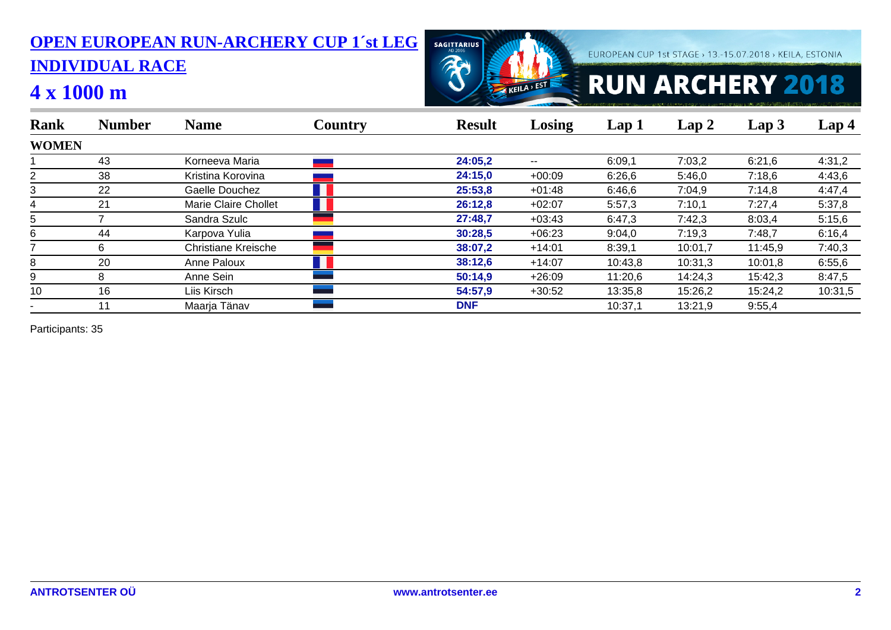# OPEN EUROPEAN RUN-ARCHERY CUP 1´st LEG

## INDIVIDUAL RACE

## 4 x 1000 m

EUROPEAN CUP 1st STAGE › 13.-15.07.2018 › KEILA, ESTONIA

RUN ARCHERY 2018

| Rank | Number | Name | Country | Result | Losing | Lap 1 | Lap 2 | Lap 3 | Lap 4 |
|---|---|---|---|---|---|---|---|---|---|
| **WOMEN** | | | | | | | | | |
| 1 | 43 | Korneeva Maria | | **24:05,2** | -- | 6:09,1 | 7:03,2 | 6:21,6 | 4:31,2 |
| 2 | 38 | Kristina Korovina | | **24:15,0** | +00:09 | 6:26,6 | 5:46,0 | 7:18,6 | 4:43,6 |
| 3 | 22 | Gaelle Douchez | | **25:53,8** | +01:48 | 6:46,6 | 7:04,9 | 7:14,8 | 4:47,4 |
| 4 | 21 | Marie Claire Chollet | | **26:12,8** | +02:07 | 5:57,3 | 7:10,1 | 7:27,4 | 5:37,8 |
| 5 | 7 | Sandra Szulc | | **27:48,7** | +03:43 | 6:47,3 | 7:42,3 | 8:03,4 | 5:15,6 |
| 6 | 44 | Karpova Yulia | | **30:28,5** | +06:23 | 9:04,0 | 7:19,3 | 7:48,7 | 6:16,4 |
| 7 | 6 | Christiane Kreische | | **38:07,2** | +14:01 | 8:39,1 | 10:01,7 | 11:45,9 | 7:40,3 |
| 8 | 20 | Anne Paloux | | **38:12,6** | +14:07 | 10:43,8 | 10:31,3 | 10:01,8 | 6:55,6 |
| 9 | 8 | Anne Sein | | **50:14,9** | +26:09 | 11:20,6 | 14:24,3 | 15:42,3 | 8:47,5 |
| 10 | 16 | Liis Kirsch | | **54:57,9** | +30:52 | 13:35,8 | 15:26,2 | 15:24,2 | 10:31,5 |
| - | 11 | Maarja Tänav | | **DNF** | | 10:37,1 | 13:21,9 | 9:55,4 | |

Participants: 35

**ANTROTSENTER OÜ** **www.antrotsenter.ee**